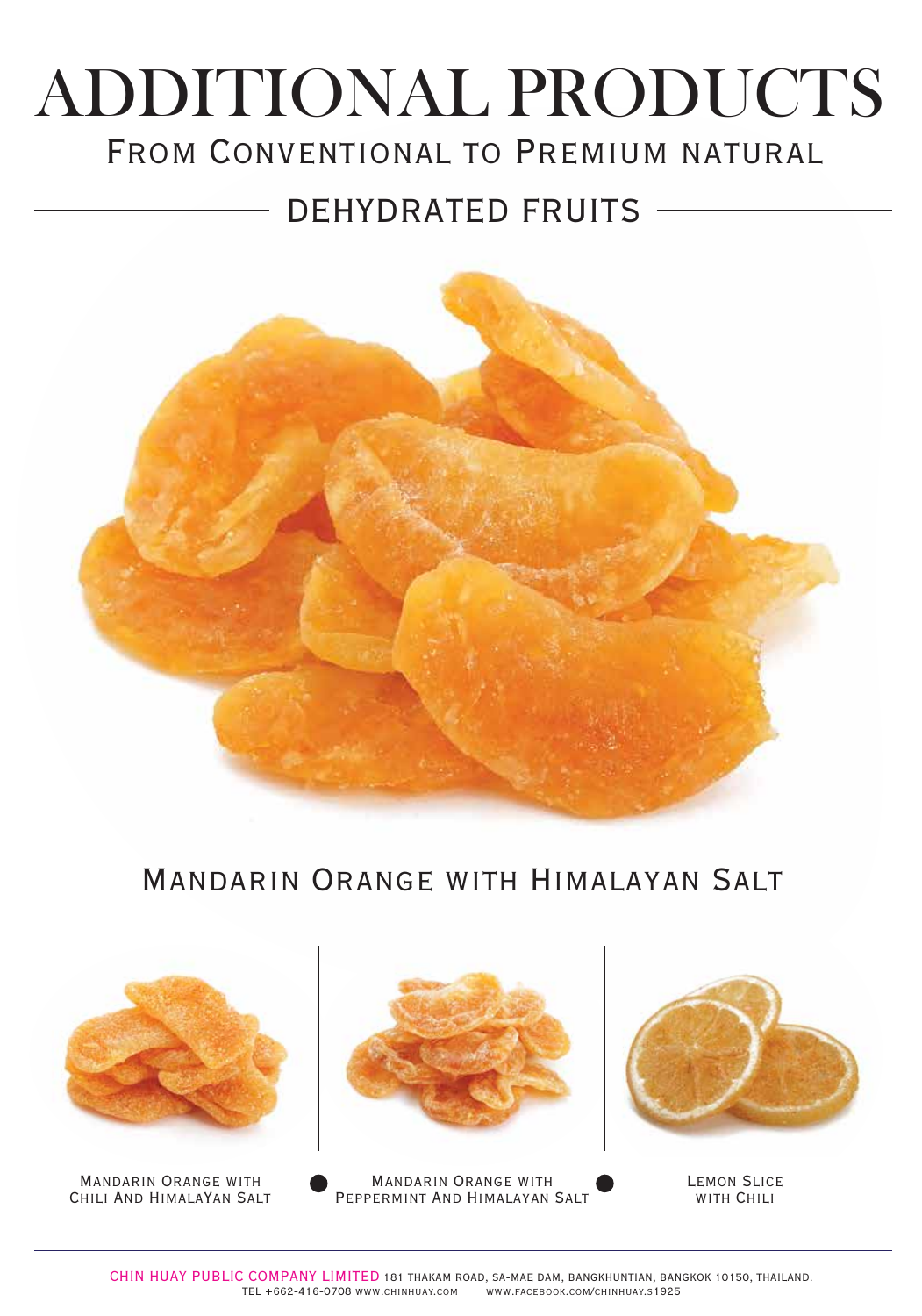# ADDITIONAL PRODUCTS

## From Conventional to Premium natural

## DEHYDRATED FRUITS

### Mandarin Orange with Himalayan Salt

Mandarin Orange with Chili And HimalaYan Salt

Mandarin Orange with Peppermint And Himalayan Salt

Lemon Slice with Chili

CHIN HUAY PUBLIC COMPANY LIMITED 181 THAKAM ROAD, SA-MAE DAM, BANGKHUNTIAN, BANGKOK 10150, THAILAND.
TEL +662-416-0708 WWW.CHINHUAY.COM WWW.FACEBOOK.COM/CHINHUAY.S1925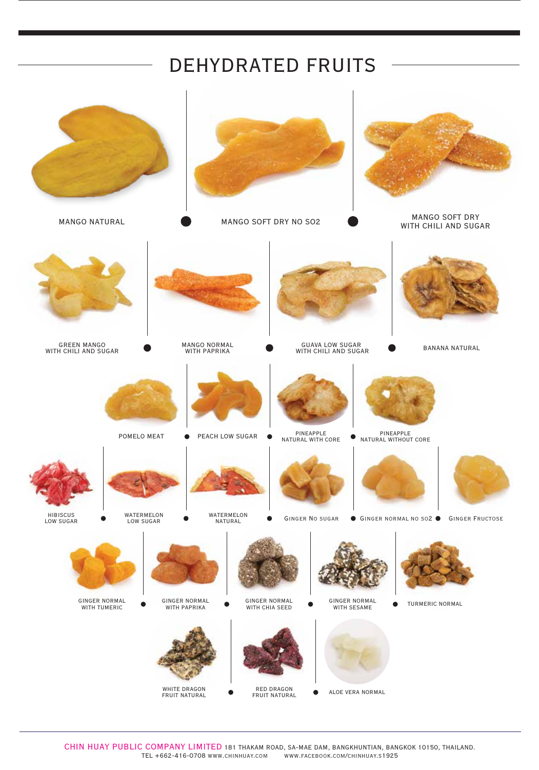# DEHYDRATED FRUITS

- MANGO NATURAL
- MANGO SOFT DRY NO SO2
- MANGO SOFT DRY WITH CHILI AND SUGAR
- GREEN MANGO WITH CHILI AND SUGAR
- MANGO NORMAL WITH PAPRIKA
- GUAVA LOW SUGAR WITH CHILI AND SUGAR
- BANANA NATURAL
- POMELO MEAT
- PEACH LOW SUGAR
- PINEAPPLE NATURAL WITH CORE
- PINEAPPLE NATURAL WITHOUT CORE
- HIBISCUS LOW SUGAR
- WATERMELON LOW SUGAR
- WATERMELON NATURAL
- GINGER NO SUGAR
- GINGER NORMAL NO SO2
- GINGER FRUCTOSE
- GINGER NORMAL WITH TUMERIC
- GINGER NORMAL WITH PAPRIKA
- GINGER NORMAL WITH CHIA SEED
- GINGER NORMAL WITH SESAME
- TURMERIC NORMAL
- WHITE DRAGON FRUIT NATURAL
- RED DRAGON FRUIT NATURAL
- ALOE VERA NORMAL

CHIN HUAY PUBLIC COMPANY LIMITED 181 THAKAM ROAD, SA-MAE DAM, BANGKHUNTIAN, BANGKOK 10150, THAILAND.
TEL +662-416-0708 WWW.CHINHUAY.COM WWW.FACEBOOK.COM/CHINHUAY.S1925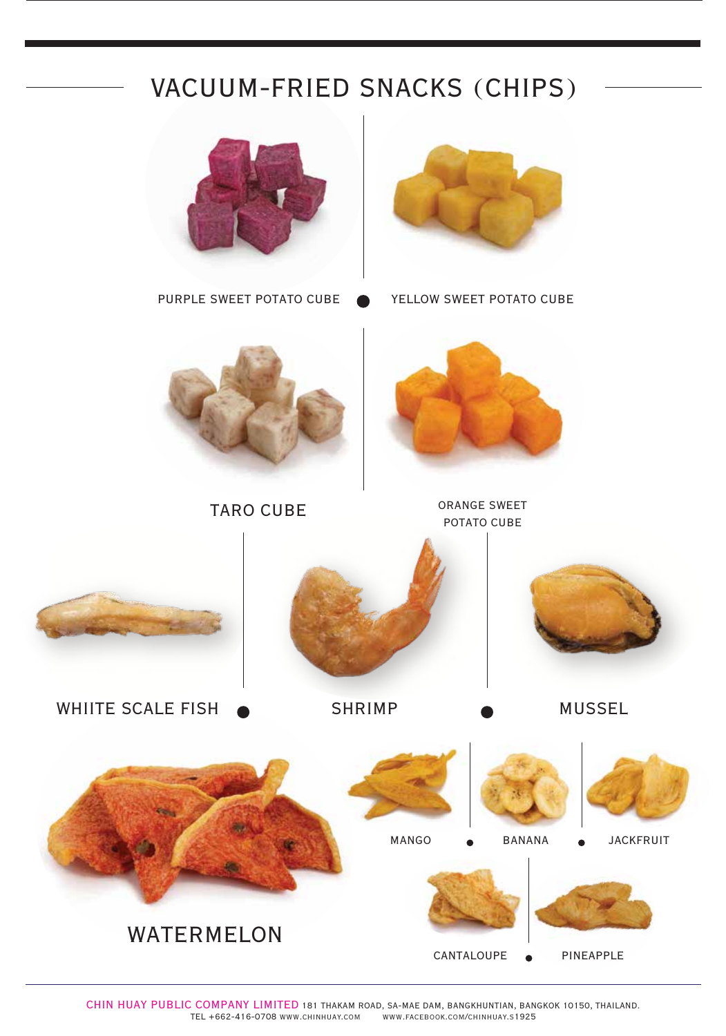# VACUUM-FRIED SNACKS (CHIPS)

PURPLE SWEET POTATO CUBE

YELLOW SWEET POTATO CUBE

TARO CUBE

ORANGE SWEET POTATO CUBE

WHIITE SCALE FISH

SHRIMP

MUSSEL

WATERMELON

MANGO

BANANA

JACKFRUIT

CANTALOUPE

PINEAPPLE

CHIN HUAY PUBLIC COMPANY LIMITED 181 THAKAM ROAD, SA-MAE DAM, BANGKHUNTIAN, BANGKOK 10150, THAILAND.
TEL +662-416-0708 WWW.CHINHUAY.COM WWW.FACEBOOK.COM/CHINHUAY.S1925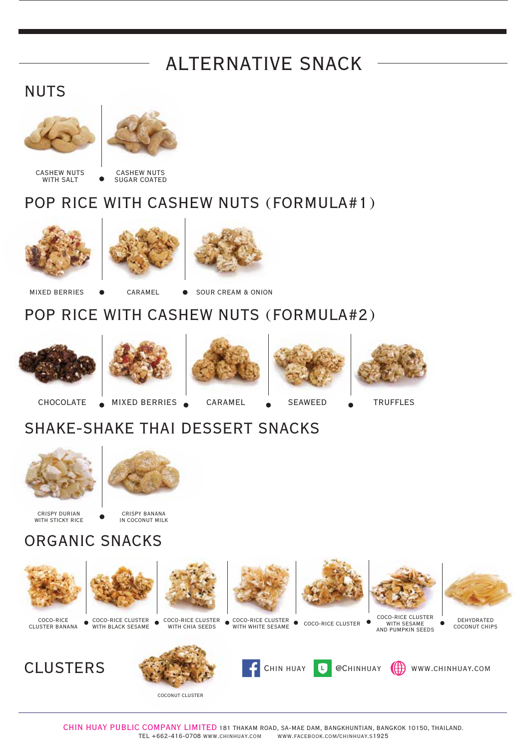# ALTERNATIVE SNACK

## NUTS

- CASHEW NUTS WITH SALT
- CASHEW NUTS SUGAR COATED

## POP RICE WITH CASHEW NUTS (FORMULA#1)

- MIXED BERRIES
- CARAMEL
- SOUR CREAM & ONION

## POP RICE WITH CASHEW NUTS (FORMULA#2)

- CHOCOLATE
- MIXED BERRIES
- CARAMEL
- SEAWEED
- TRUFFLES

## SHAKE-SHAKE THAI DESSERT SNACKS

- CRISPY DURIAN WITH STICKY RICE
- CRISPY BANANA IN COCONUT MILK

## ORGANIC SNACKS

- COCO-RICE CLUSTER BANANA
- COCO-RICE CLUSTER WITH BLACK SESAME
- COCO-RICE CLUSTER WITH CHIA SEEDS
- COCO-RICE CLUSTER WITH WHITE SESAME
- COCO-RICE CLUSTER
- COCO-RICE CLUSTER WITH SESAME AND PUMPKIN SEEDS
- DEHYDRATED COCONUT CHIPS

## CLUSTERS

- COCONUT CLUSTER

CHIN HUAY @CHINHUAY WWW.CHINHUAY.COM

CHIN HUAY PUBLIC COMPANY LIMITED 181 THAKAM ROAD, SA-MAE DAM, BANGKHUNTIAN, BANGKOK 10150, THAILAND.
TEL +662-416-0708 WWW.CHINHUAY.COM WWW.FACEBOOK.COM/CHINHUAY.S1925